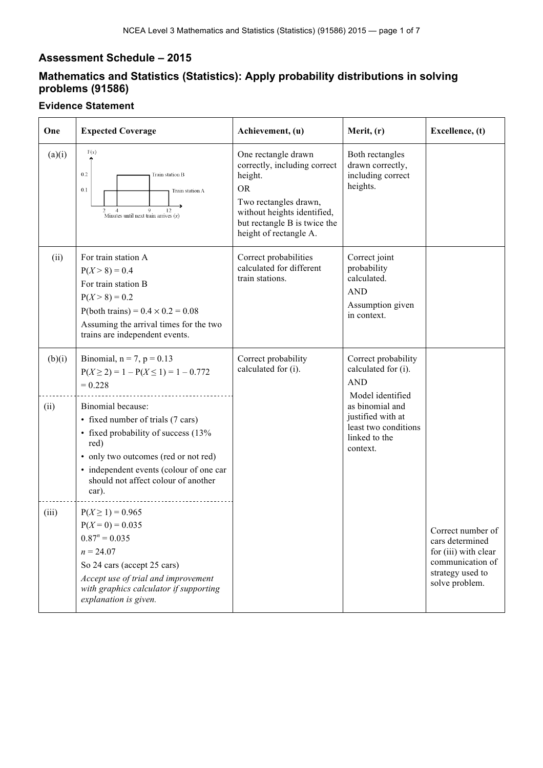## Assessment Schedule – 2015

## Mathematics and Statistics (Statistics): Apply probability distributions in solving problems (91586)

### Evidence Statement

| One | Expected Coverage | Achievement, (u) | Merit, (r) | Excellence, (t) |
|---|---|---|---|---|
| (a)(i) | Graph of $F(x)$ against "Minutes until next train arrives ($x$)": Train station A rectangle from 2 to 12 at height 0.1; Train station B rectangle from 4 to 9 at height 0.2. | One rectangle drawn correctly, including correct height. OR Two rectangles drawn, without heights identified, but rectangle B is twice the height of rectangle A. | Both rectangles drawn correctly, including correct heights. | |
| (ii) | For train station A $P(X > 8) = 0.4$ For train station B $P(X > 8) = 0.2$ $P(\text{both trains}) = 0.4 \times 0.2 = 0.08$ Assuming the arrival times for the two trains are independent events. | Correct probabilities calculated for different train stations. | Correct joint probability calculated. AND Assumption given in context. | |
| (b)(i) | Binomial, $n = 7$, $p = 0.13$ $P(X \geq 2) = 1 - P(X \leq 1) = 1 - 0.772 = 0.228$ | Correct probability calculated for (i). | Correct probability calculated for (i). AND Model identified as binomial and justified with at least two conditions linked to the context. | |
| (ii) | Binomial because: • fixed number of trials (7 cars) • fixed probability of success (13% red) • only two outcomes (red or not red) • independent events (colour of one car should not affect colour of another car). | | | |
| (iii) | $P(X \geq 1) = 0.965$ $P(X = 0) = 0.035$ $0.87^n = 0.035$ $n = 24.07$ So 24 cars (accept 25 cars) *Accept use of trial and improvement with graphics calculator if supporting explanation is given.* | | | Correct number of cars determined for (iii) with clear communication of strategy used to solve problem. |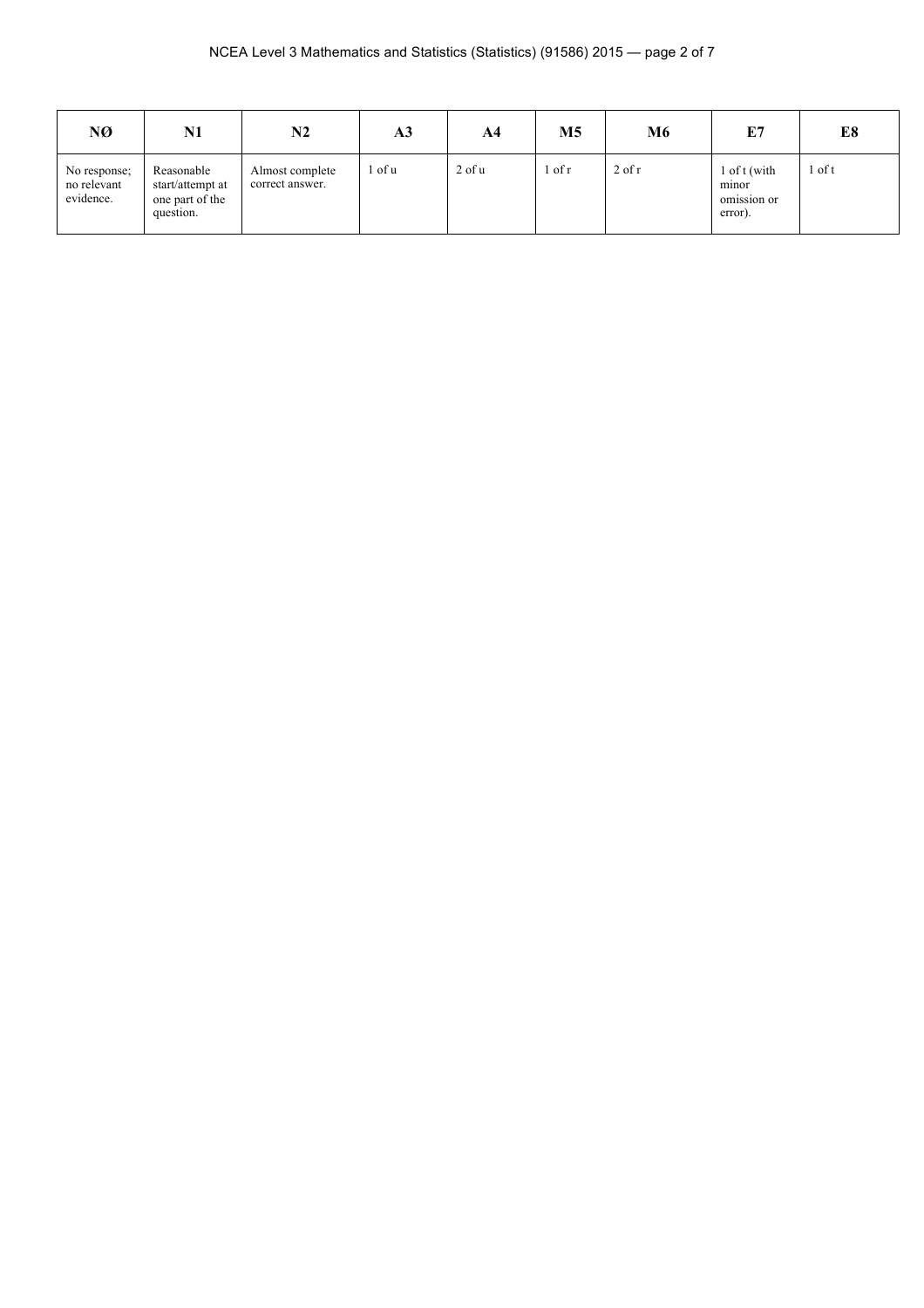| NØ | N1 | N2 | A3 | A4 | M5 | M6 | E7 | E8 |
|---|---|---|---|---|---|---|---|---|
| No response; no relevant evidence. | Reasonable start/attempt at one part of the question. | Almost complete correct answer. | 1 of u | 2 of u | 1 of r | 2 of r | 1 of t (with minor omission or error). | 1 of t |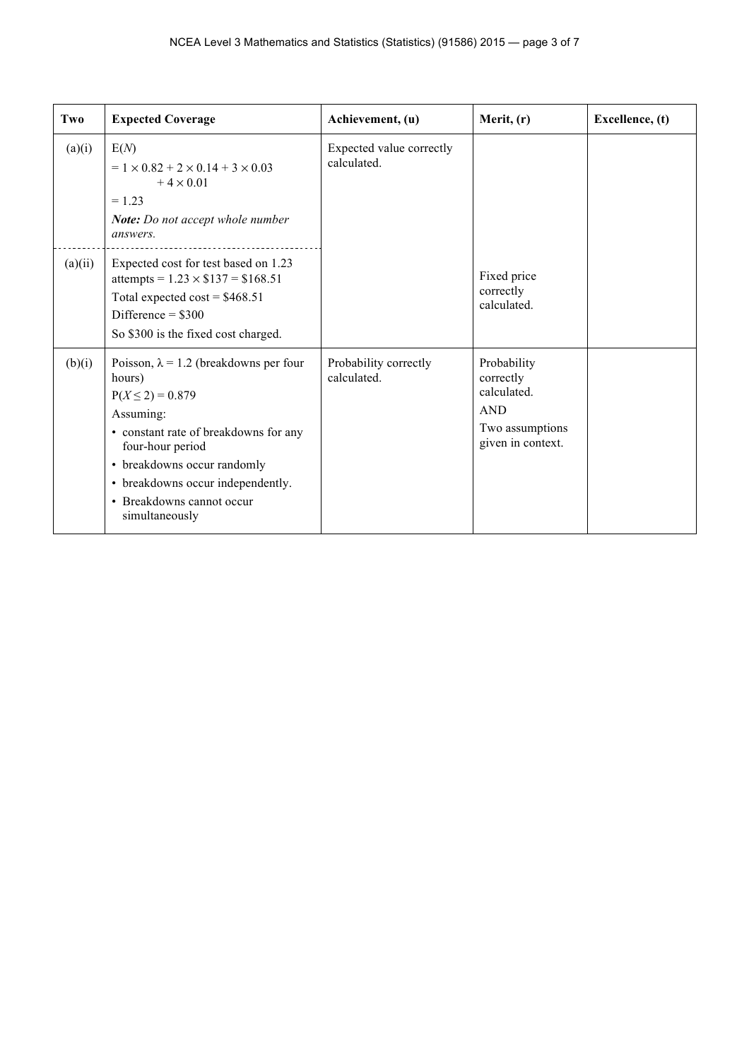| Two | Expected Coverage | Achievement, (u) | Merit, (r) | Excellence, (t) |
|---|---|---|---|---|
| (a)(i) | $E(N)$<br>$= 1 \times 0.82 + 2 \times 0.14 + 3 \times 0.03 + 4 \times 0.01$<br>$= 1.23$<br>***Note:*** *Do not accept whole number answers.* | Expected value correctly calculated. | | |
| (a)(ii) | Expected cost for test based on 1.23 attempts = $1.23 \times \$137 = \$168.51$<br>Total expected cost = \$468.51<br>Difference = \$300<br>So \$300 is the fixed cost charged. | | Fixed price correctly calculated. | |
| (b)(i) | Poisson, $\lambda = 1.2$ (breakdowns per four hours)<br>$P(X \leq 2) = 0.879$<br>Assuming:<br>• constant rate of breakdowns for any four-hour period<br>• breakdowns occur randomly<br>• breakdowns occur independently.<br>• Breakdowns cannot occur simultaneously | Probability correctly calculated. | Probability correctly calculated.<br>AND<br>Two assumptions given in context. | |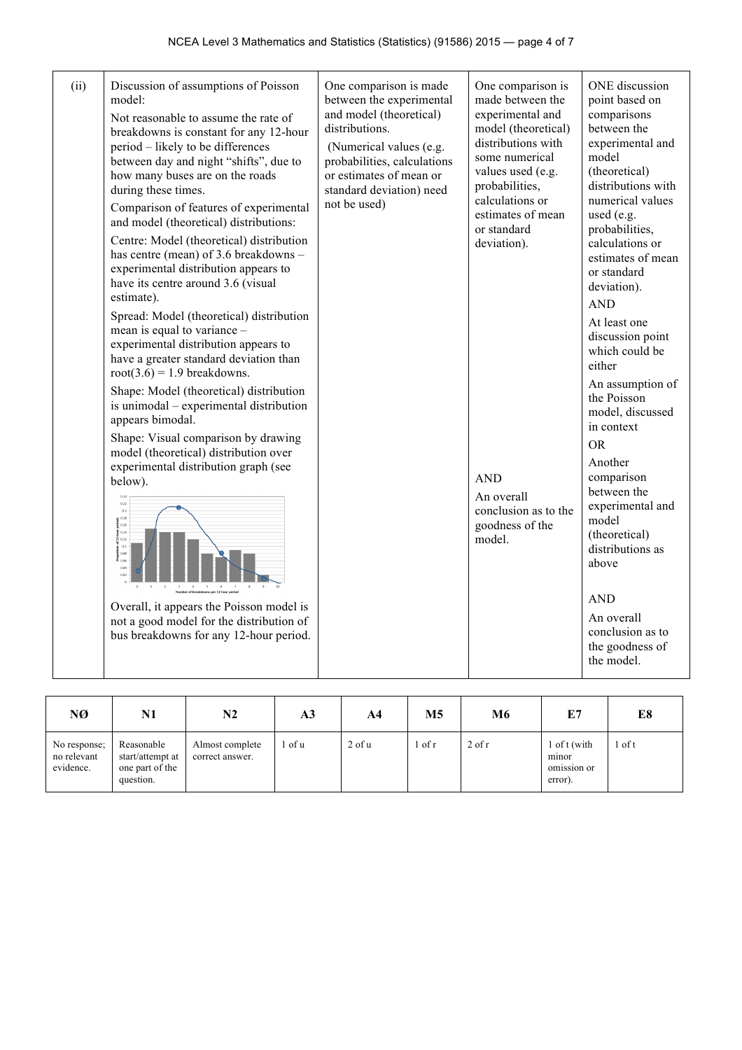| | | | | |
|---|---|---|---|---|
| (ii) | Discussion of assumptions of Poisson model:<br>Not reasonable to assume the rate of breakdowns is constant for any 12-hour period – likely to be differences between day and night "shifts", due to how many buses are on the roads during these times.<br>Comparison of features of experimental and model (theoretical) distributions:<br>Centre: Model (theoretical) distribution has centre (mean) of 3.6 breakdowns – experimental distribution appears to have its centre around 3.6 (visual estimate).<br>Spread: Model (theoretical) distribution mean is equal to variance – experimental distribution appears to have a greater standard deviation than root(3.6) = 1.9 breakdowns.<br>Shape: Model (theoretical) distribution is unimodal – experimental distribution appears bimodal.<br>Shape: Visual comparison by drawing model (theoretical) distribution over experimental distribution graph (see below).<br>Overall, it appears the Poisson model is not a good model for the distribution of bus breakdowns for any 12-hour period. | One comparison is made between the experimental and model (theoretical) distributions.<br>(Numerical values (e.g. probabilities, calculations or estimates of mean or standard deviation) need not be used) | One comparison is made between the experimental and model (theoretical) distributions with some numerical values used (e.g. probabilities, calculations or estimates of mean or standard deviation).<br>AND<br>An overall conclusion as to the goodness of the model. | ONE discussion point based on comparisons between the experimental and model (theoretical) distributions with numerical values used (e.g. probabilities, calculations or estimates of mean or standard deviation).<br>AND<br>At least one discussion point which could be either<br>An assumption of the Poisson model, discussed in context<br>OR<br>Another comparison between the experimental and model (theoretical) distributions as above<br>AND<br>An overall conclusion as to the goodness of the model. |

| NØ | N1 | N2 | A3 | A4 | M5 | M6 | E7 | E8 |
|---|---|---|---|---|---|---|---|---|
| No response; no relevant evidence. | Reasonable start/attempt at one part of the question. | Almost complete correct answer. | 1 of u | 2 of u | 1 of r | 2 of r | 1 of t (with minor omission or error). | 1 of t |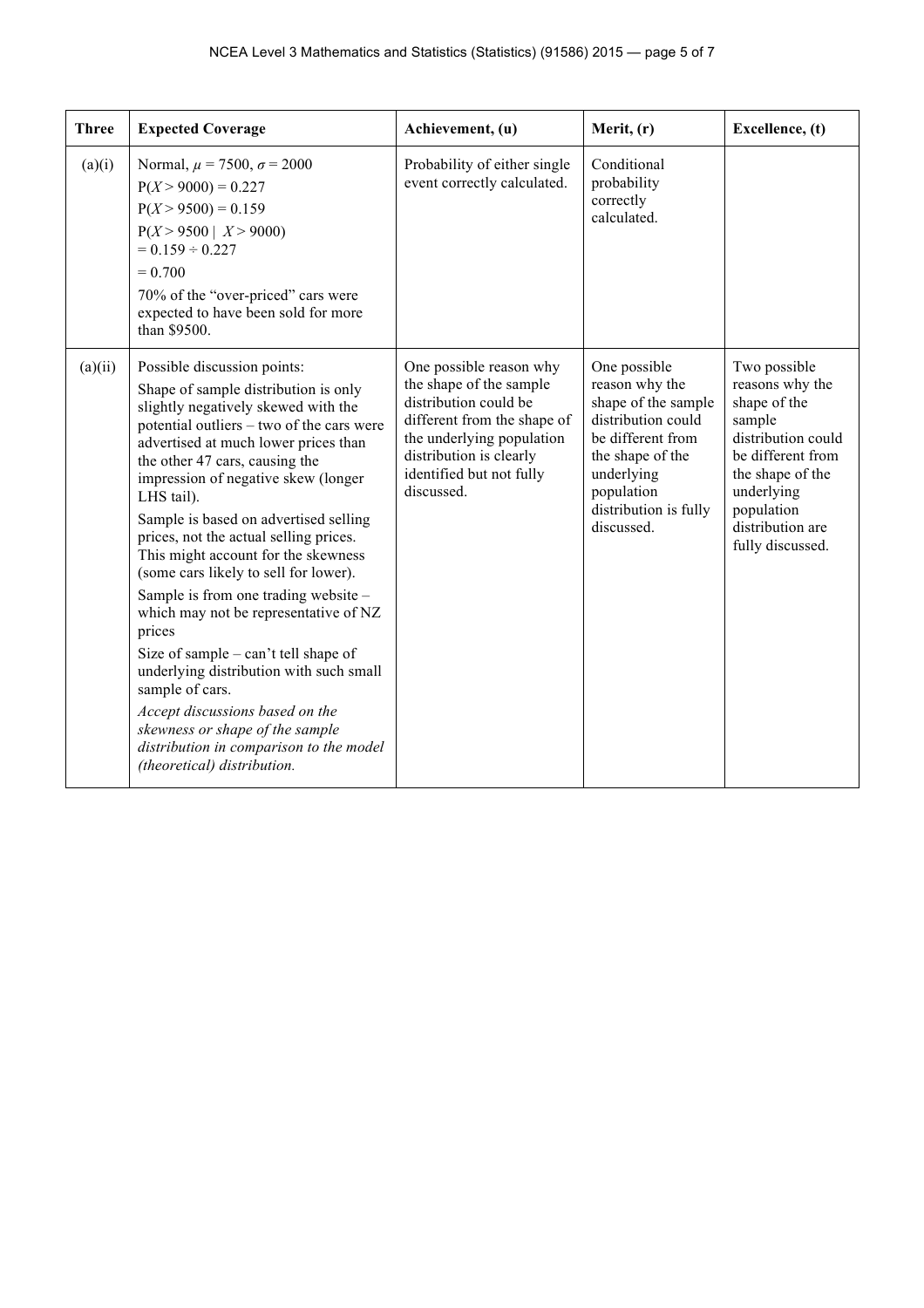| Three | Expected Coverage | Achievement, (u) | Merit, (r) | Excellence, (t) |
|---|---|---|---|---|
| (a)(i) | Normal, $\mu = 7500$, $\sigma = 2000$<br>$P(X > 9000) = 0.227$<br>$P(X > 9500) = 0.159$<br>$P(X > 9500 \mid X > 9000)$<br>$= 0.159 \div 0.227$<br>$= 0.700$<br>70% of the "over-priced" cars were expected to have been sold for more than $9500. | Probability of either single event correctly calculated. | Conditional probability correctly calculated. | |
| (a)(ii) | Possible discussion points:<br>Shape of sample distribution is only slightly negatively skewed with the potential outliers – two of the cars were advertised at much lower prices than the other 47 cars, causing the impression of negative skew (longer LHS tail).<br>Sample is based on advertised selling prices, not the actual selling prices. This might account for the skewness (some cars likely to sell for lower).<br>Sample is from one trading website – which may not be representative of NZ prices<br>Size of sample – can't tell shape of underlying distribution with such small sample of cars.<br>*Accept discussions based on the skewness or shape of the sample distribution in comparison to the model (theoretical) distribution.* | One possible reason why the shape of the sample distribution could be different from the shape of the underlying population distribution is clearly identified but not fully discussed. | One possible reason why the shape of the sample distribution could be different from the shape of the underlying population distribution is fully discussed. | Two possible reasons why the shape of the sample distribution could be different from the shape of the underlying population distribution are fully discussed. |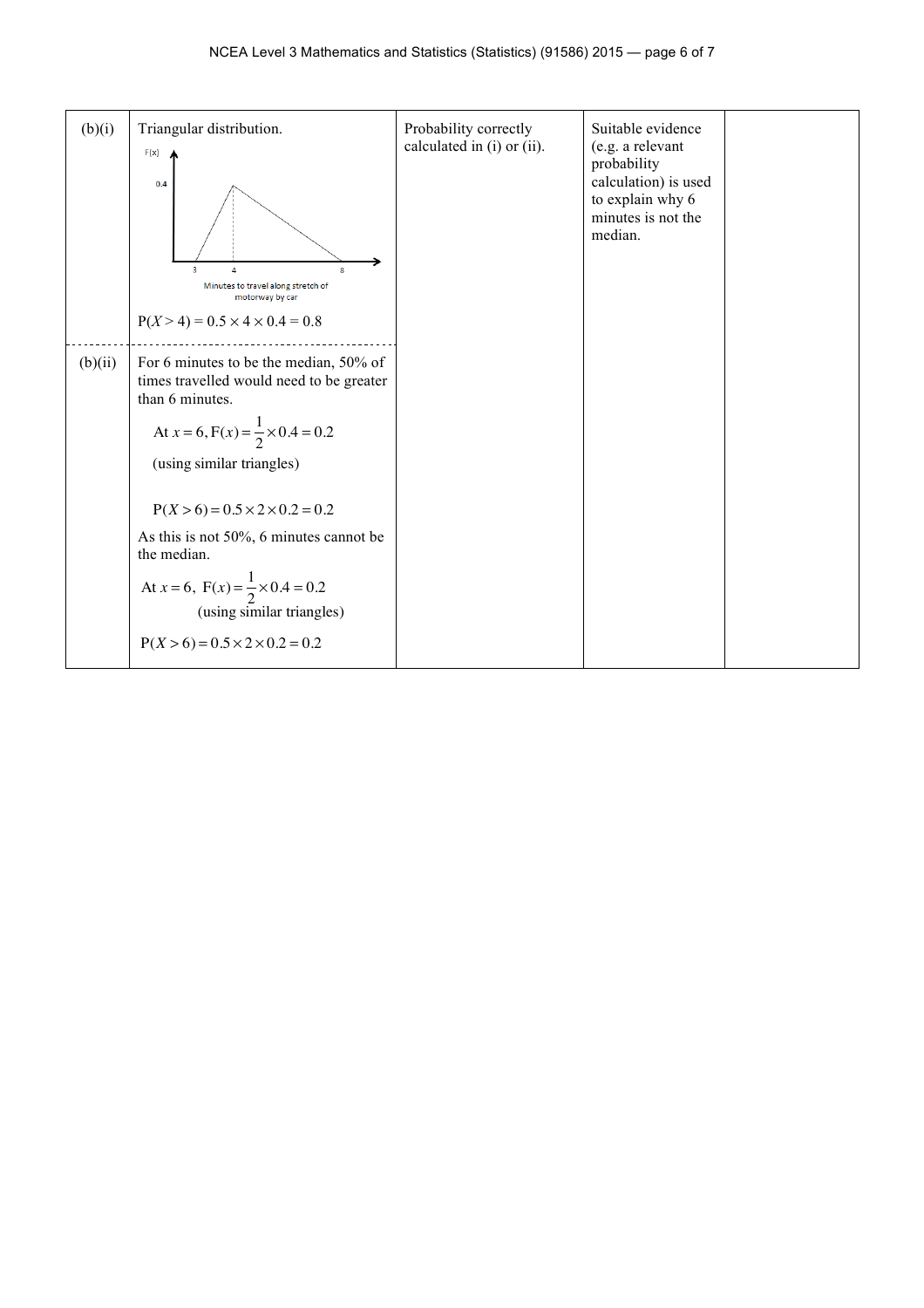| | | | | |
|---|---|---|---|---|
| (b)(i) | Triangular distribution.<br><br>[Graph: F(x) axis with 0.4 marked; x-axis with 3, 4, 8; label "Minutes to travel along stretch of motorway by car"]<br><br>$P(X > 4) = 0.5 \times 4 \times 0.4 = 0.8$ | Probability correctly calculated in (i) or (ii). | Suitable evidence (e.g. a relevant probability calculation) is used to explain why 6 minutes is not the median. | |
| (b)(ii) | For 6 minutes to be the median, 50% of times travelled would need to be greater than 6 minutes.<br><br>At $x = 6, \mathrm{F}(x) = \frac{1}{2} \times 0.4 = 0.2$<br>(using similar triangles)<br><br>$P(X > 6) = 0.5 \times 2 \times 0.2 = 0.2$<br><br>As this is not 50%, 6 minutes cannot be the median.<br><br>At $x = 6,\ \mathrm{F}(x) = \frac{1}{2} \times 0.4 = 0.2$<br>(using similar triangles)<br><br>$P(X > 6) = 0.5 \times 2 \times 0.2 = 0.2$ | | | |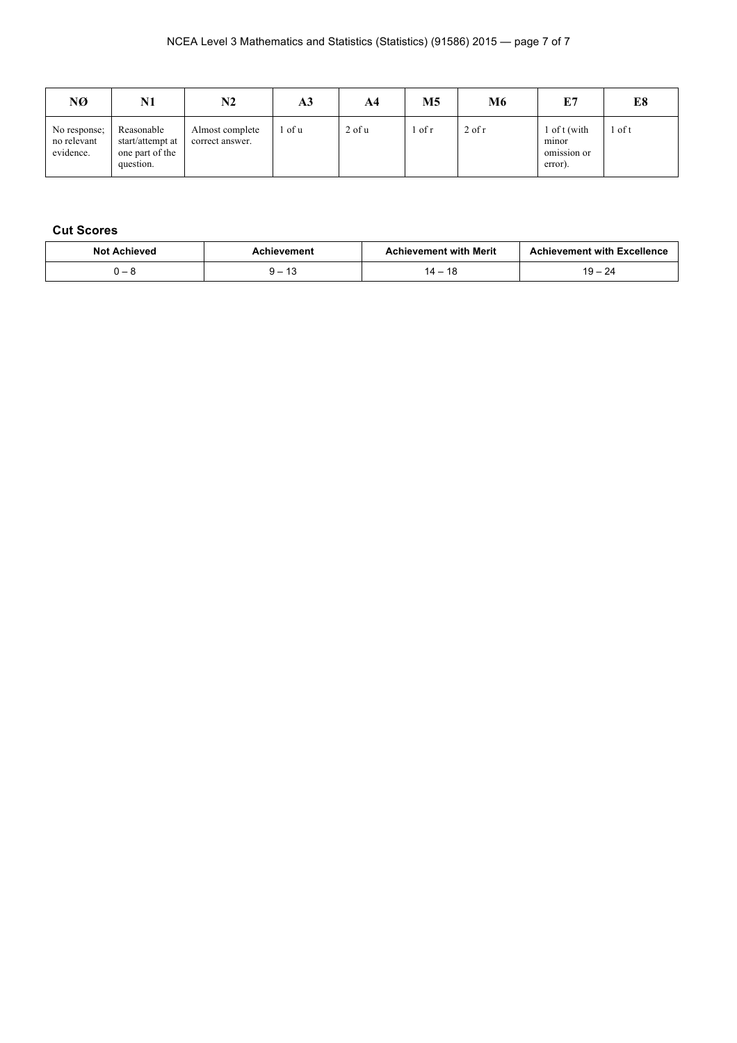| NØ | N1 | N2 | A3 | A4 | M5 | M6 | E7 | E8 |
|---|---|---|---|---|---|---|---|---|
| No response; no relevant evidence. | Reasonable start/attempt at one part of the question. | Almost complete correct answer. | 1 of u | 2 of u | 1 of r | 2 of r | 1 of t (with minor omission or error). | 1 of t |

### Cut Scores

| Not Achieved | Achievement | Achievement with Merit | Achievement with Excellence |
|---|---|---|---|
| 0 – 8 | 9 – 13 | 14 – 18 | 19 – 24 |